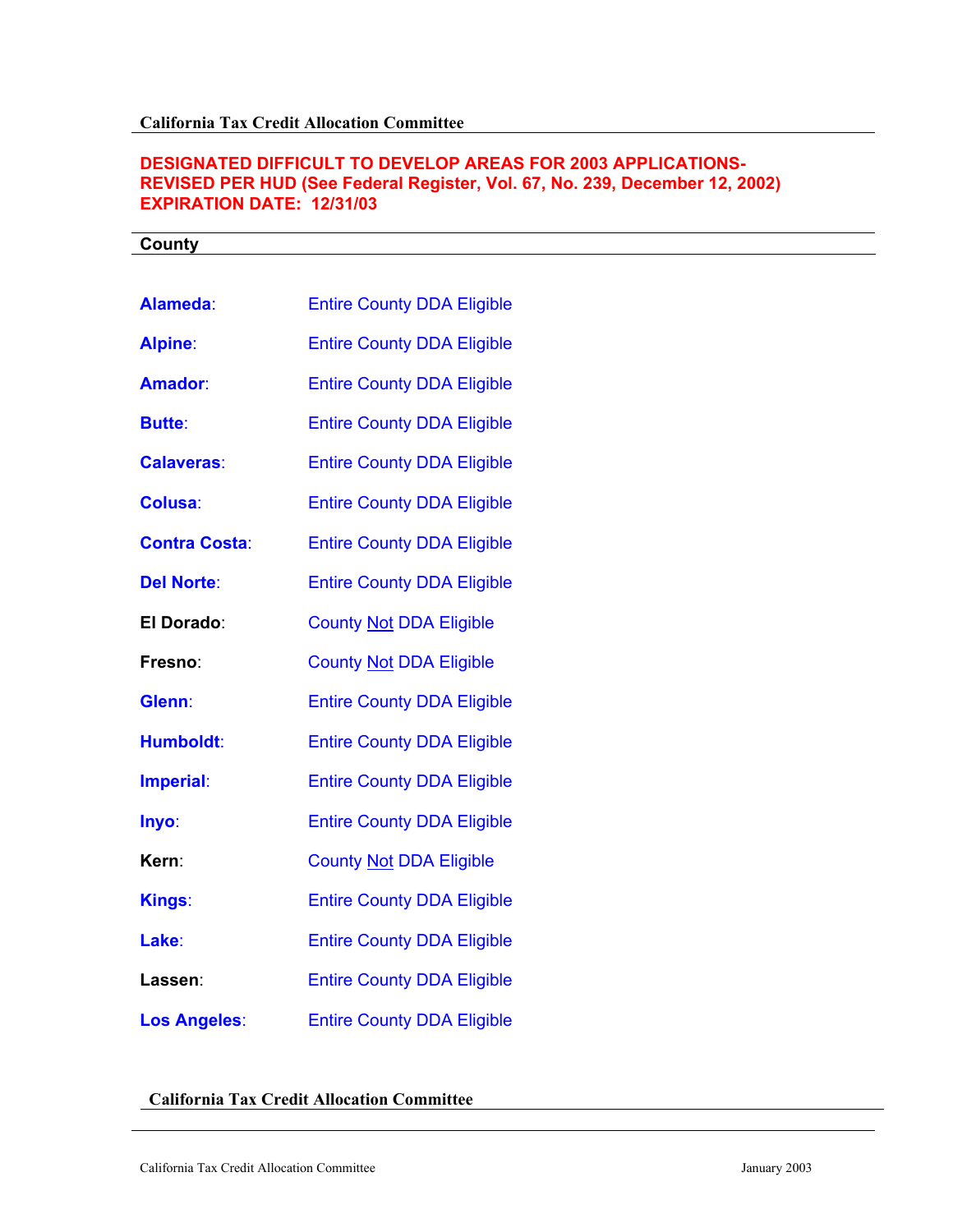**California Tax Credit Allocation Committee**

## DESIGNATED DIFFICULT TO DEVELOP AREAS FOR 2003 APPLICATIONS-REVISED PER HUD (See Federal Register, Vol. 67, No. 239, December 12, 2002)
## EXPIRATION DATE: 12/31/03

| County | |
|---|---|
| **Alameda**: | Entire County DDA Eligible |
| **Alpine**: | Entire County DDA Eligible |
| **Amador**: | Entire County DDA Eligible |
| **Butte**: | Entire County DDA Eligible |
| **Calaveras**: | Entire County DDA Eligible |
| **Colusa**: | Entire County DDA Eligible |
| **Contra Costa**: | Entire County DDA Eligible |
| **Del Norte**: | Entire County DDA Eligible |
| **El Dorado**: | County Not DDA Eligible |
| **Fresno**: | County Not DDA Eligible |
| **Glenn**: | Entire County DDA Eligible |
| **Humboldt**: | Entire County DDA Eligible |
| **Imperial**: | Entire County DDA Eligible |
| **Inyo**: | Entire County DDA Eligible |
| **Kern**: | County Not DDA Eligible |
| **Kings**: | Entire County DDA Eligible |
| **Lake**: | Entire County DDA Eligible |
| **Lassen**: | Entire County DDA Eligible |
| **Los Angeles**: | Entire County DDA Eligible |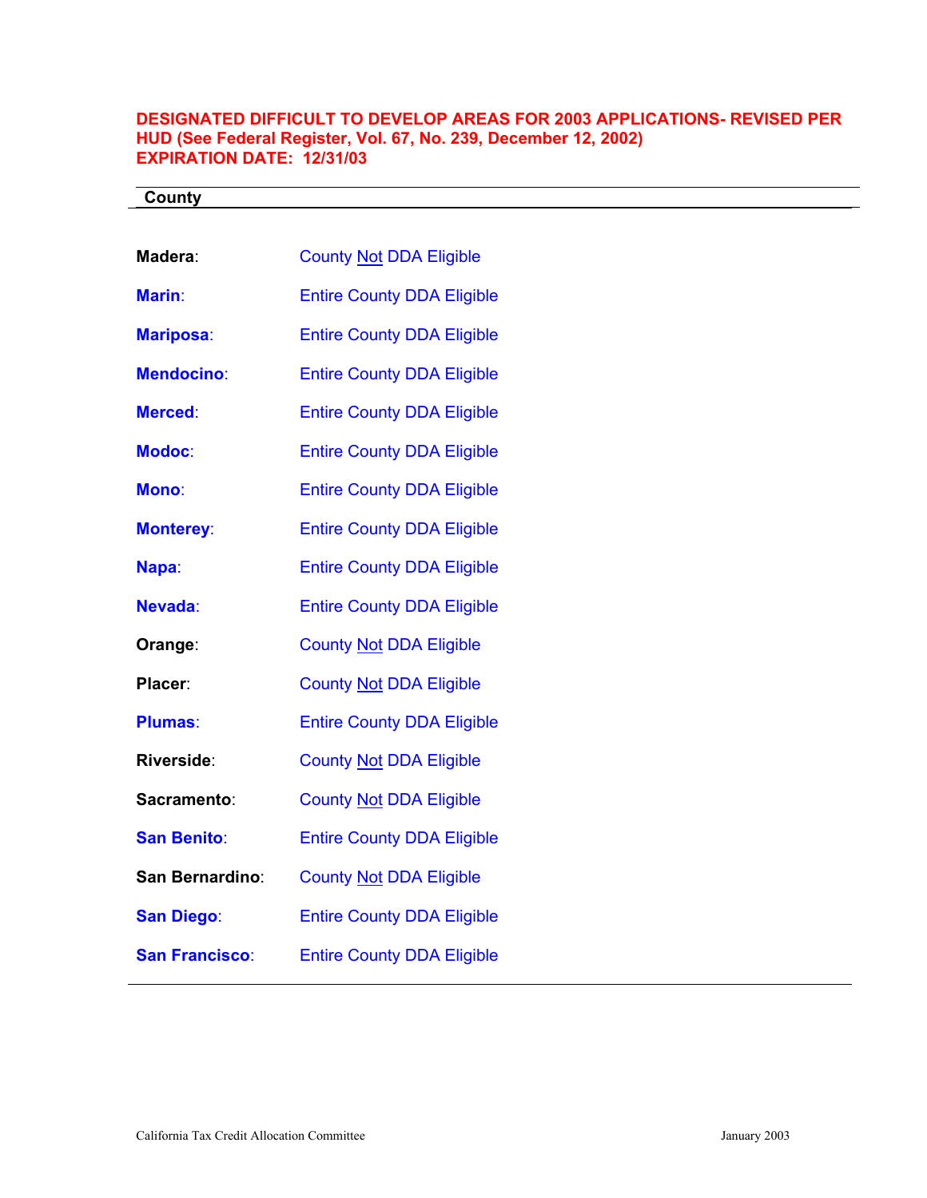**DESIGNATED DIFFICULT TO DEVELOP AREAS FOR 2003 APPLICATIONS- REVISED PER HUD (See Federal Register, Vol. 67, No. 239, December 12, 2002)**
**EXPIRATION DATE: 12/31/03**

| County | |
|---|---|
| **Madera**: | County Not DDA Eligible |
| **Marin**: | Entire County DDA Eligible |
| **Mariposa**: | Entire County DDA Eligible |
| **Mendocino**: | Entire County DDA Eligible |
| **Merced**: | Entire County DDA Eligible |
| **Modoc**: | Entire County DDA Eligible |
| **Mono**: | Entire County DDA Eligible |
| **Monterey**: | Entire County DDA Eligible |
| **Napa**: | Entire County DDA Eligible |
| **Nevada**: | Entire County DDA Eligible |
| **Orange**: | County Not DDA Eligible |
| **Placer**: | County Not DDA Eligible |
| **Plumas**: | Entire County DDA Eligible |
| **Riverside**: | County Not DDA Eligible |
| **Sacramento**: | County Not DDA Eligible |
| **San Benito**: | Entire County DDA Eligible |
| **San Bernardino**: | County Not DDA Eligible |
| **San Diego**: | Entire County DDA Eligible |
| **San Francisco**: | Entire County DDA Eligible |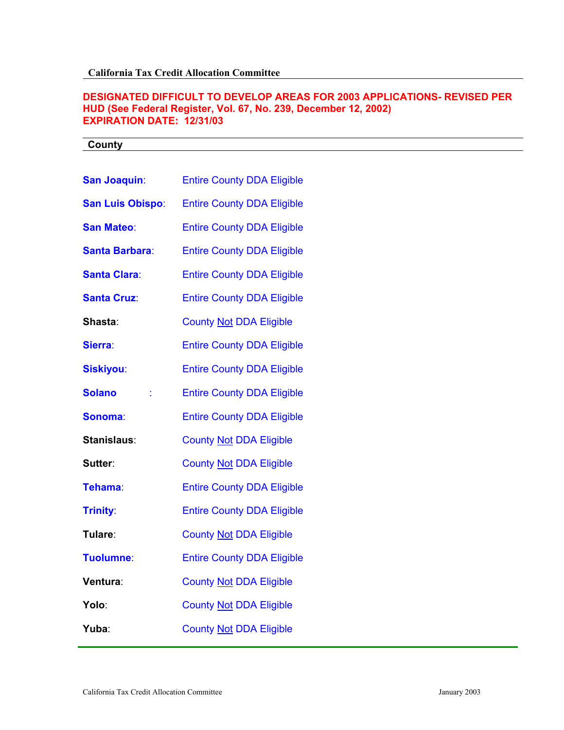**California Tax Credit Allocation Committee**

**DESIGNATED DIFFICULT TO DEVELOP AREAS FOR 2003 APPLICATIONS- REVISED PER HUD (See Federal Register, Vol. 67, No. 239, December 12, 2002)**
**EXPIRATION DATE: 12/31/03**

| County | |
|---|---|
| **San Joaquin**: | Entire County DDA Eligible |
| **San Luis Obispo**: | Entire County DDA Eligible |
| **San Mateo**: | Entire County DDA Eligible |
| **Santa Barbara**: | Entire County DDA Eligible |
| **Santa Clara**: | Entire County DDA Eligible |
| **Santa Cruz**: | Entire County DDA Eligible |
| **Shasta**: | County Not DDA Eligible |
| **Sierra**: | Entire County DDA Eligible |
| **Siskiyou**: | Entire County DDA Eligible |
| **Solano**: | Entire County DDA Eligible |
| **Sonoma**: | Entire County DDA Eligible |
| **Stanislaus**: | County Not DDA Eligible |
| **Sutter**: | County Not DDA Eligible |
| **Tehama**: | Entire County DDA Eligible |
| **Trinity**: | Entire County DDA Eligible |
| **Tulare**: | County Not DDA Eligible |
| **Tuolumne**: | Entire County DDA Eligible |
| **Ventura**: | County Not DDA Eligible |
| **Yolo**: | County Not DDA Eligible |
| **Yuba**: | County Not DDA Eligible |